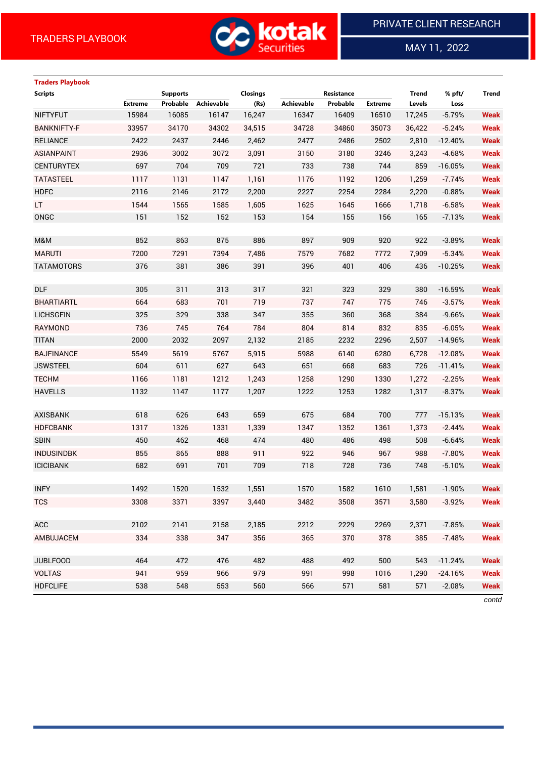TRADERS PLAYBOOK

PRIVATE CLIENT RESEARCH

MAY 11, 2022

**Traders Playbook**

| Scripts | Supports | | | Closings | Resistance | | | Trend | % pft/ | Trend |
|---|---|---|---|---|---|---|---|---|---|---|
| | Extreme | Probable | Achievable | (Rs) | Achievable | Probable | Extreme | Levels | Loss | |
| NIFTYFUT | 15984 | 16085 | 16147 | 16,247 | 16347 | 16409 | 16510 | 17,245 | -5.79% | Weak |
| BANKNIFTY-F | 33957 | 34170 | 34302 | 34,515 | 34728 | 34860 | 35073 | 36,422 | -5.24% | Weak |
| RELIANCE | 2422 | 2437 | 2446 | 2,462 | 2477 | 2486 | 2502 | 2,810 | -12.40% | Weak |
| ASIANPAINT | 2936 | 3002 | 3072 | 3,091 | 3150 | 3180 | 3246 | 3,243 | -4.68% | Weak |
| CENTURYTEX | 697 | 704 | 709 | 721 | 733 | 738 | 744 | 859 | -16.05% | Weak |
| TATASTEEL | 1117 | 1131 | 1147 | 1,161 | 1176 | 1192 | 1206 | 1,259 | -7.74% | Weak |
| HDFC | 2116 | 2146 | 2172 | 2,200 | 2227 | 2254 | 2284 | 2,220 | -0.88% | Weak |
| LT | 1544 | 1565 | 1585 | 1,605 | 1625 | 1645 | 1666 | 1,718 | -6.58% | Weak |
| ONGC | 151 | 152 | 152 | 153 | 154 | 155 | 156 | 165 | -7.13% | Weak |
| | | | | | | | | | | |
| M&M | 852 | 863 | 875 | 886 | 897 | 909 | 920 | 922 | -3.89% | Weak |
| MARUTI | 7200 | 7291 | 7394 | 7,486 | 7579 | 7682 | 7772 | 7,909 | -5.34% | Weak |
| TATAMOTORS | 376 | 381 | 386 | 391 | 396 | 401 | 406 | 436 | -10.25% | Weak |
| | | | | | | | | | | |
| DLF | 305 | 311 | 313 | 317 | 321 | 323 | 329 | 380 | -16.59% | Weak |
| BHARTIARTL | 664 | 683 | 701 | 719 | 737 | 747 | 775 | 746 | -3.57% | Weak |
| LICHSGFIN | 325 | 329 | 338 | 347 | 355 | 360 | 368 | 384 | -9.66% | Weak |
| RAYMOND | 736 | 745 | 764 | 784 | 804 | 814 | 832 | 835 | -6.05% | Weak |
| TITAN | 2000 | 2032 | 2097 | 2,132 | 2185 | 2232 | 2296 | 2,507 | -14.96% | Weak |
| BAJFINANCE | 5549 | 5619 | 5767 | 5,915 | 5988 | 6140 | 6280 | 6,728 | -12.08% | Weak |
| JSWSTEEL | 604 | 611 | 627 | 643 | 651 | 668 | 683 | 726 | -11.41% | Weak |
| TECHM | 1166 | 1181 | 1212 | 1,243 | 1258 | 1290 | 1330 | 1,272 | -2.25% | Weak |
| HAVELLS | 1132 | 1147 | 1177 | 1,207 | 1222 | 1253 | 1282 | 1,317 | -8.37% | Weak |
| | | | | | | | | | | |
| AXISBANK | 618 | 626 | 643 | 659 | 675 | 684 | 700 | 777 | -15.13% | Weak |
| HDFCBANK | 1317 | 1326 | 1331 | 1,339 | 1347 | 1352 | 1361 | 1,373 | -2.44% | Weak |
| SBIN | 450 | 462 | 468 | 474 | 480 | 486 | 498 | 508 | -6.64% | Weak |
| INDUSINDBK | 855 | 865 | 888 | 911 | 922 | 946 | 967 | 988 | -7.80% | Weak |
| ICICIBANK | 682 | 691 | 701 | 709 | 718 | 728 | 736 | 748 | -5.10% | Weak |
| | | | | | | | | | | |
| INFY | 1492 | 1520 | 1532 | 1,551 | 1570 | 1582 | 1610 | 1,581 | -1.90% | Weak |
| TCS | 3308 | 3371 | 3397 | 3,440 | 3482 | 3508 | 3571 | 3,580 | -3.92% | Weak |
| | | | | | | | | | | |
| ACC | 2102 | 2141 | 2158 | 2,185 | 2212 | 2229 | 2269 | 2,371 | -7.85% | Weak |
| AMBUJACEM | 334 | 338 | 347 | 356 | 365 | 370 | 378 | 385 | -7.48% | Weak |
| | | | | | | | | | | |
| JUBLFOOD | 464 | 472 | 476 | 482 | 488 | 492 | 500 | 543 | -11.24% | Weak |
| VOLTAS | 941 | 959 | 966 | 979 | 991 | 998 | 1016 | 1,290 | -24.16% | Weak |
| HDFCLIFE | 538 | 548 | 553 | 560 | 566 | 571 | 581 | 571 | -2.08% | Weak |

*contd*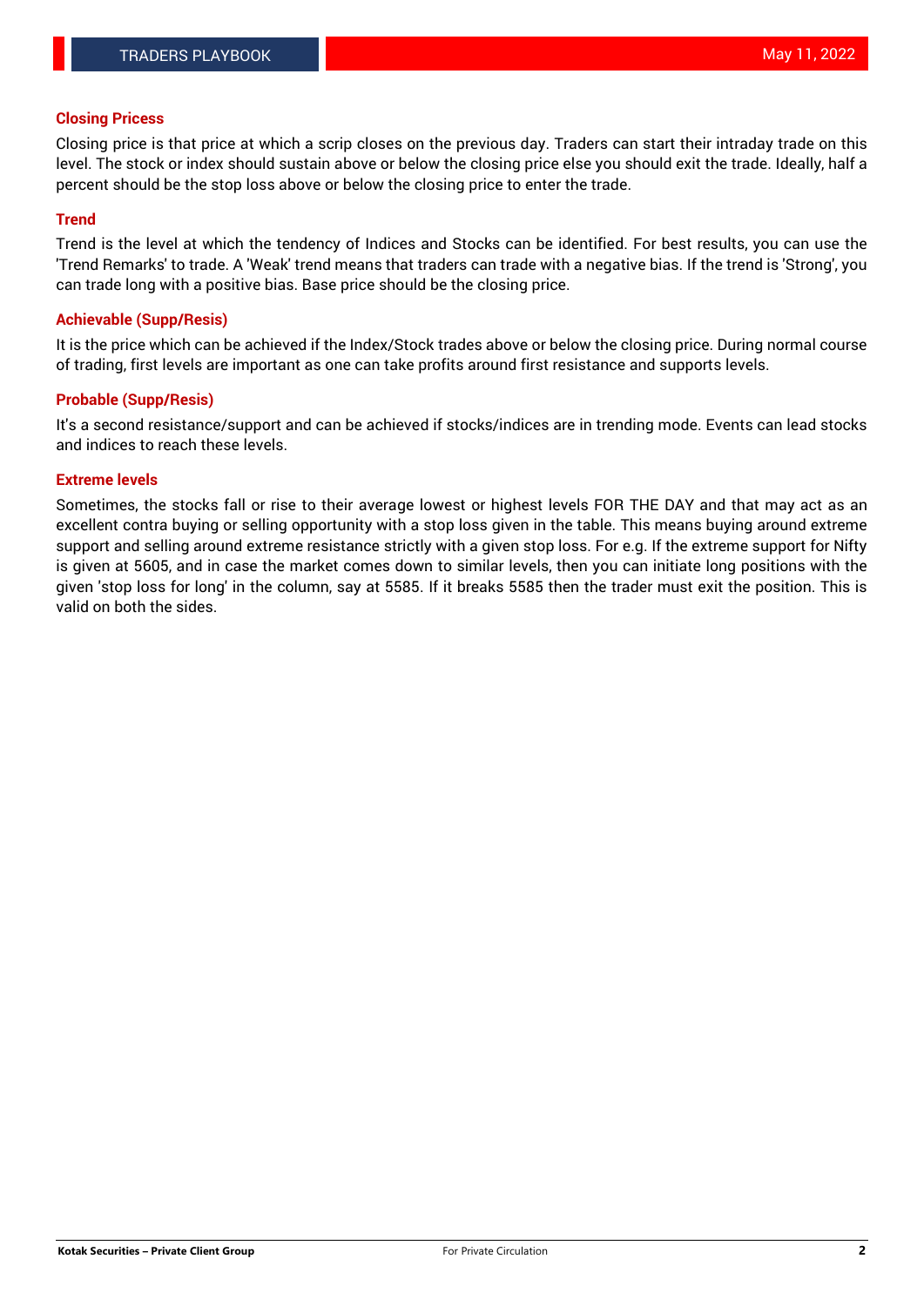## Closing Pricess

Closing price is that price at which a scrip closes on the previous day. Traders can start their intraday trade on this level. The stock or index should sustain above or below the closing price else you should exit the trade. Ideally, half a percent should be the stop loss above or below the closing price to enter the trade.

## Trend

Trend is the level at which the tendency of Indices and Stocks can be identified. For best results, you can use the 'Trend Remarks' to trade. A 'Weak' trend means that traders can trade with a negative bias. If the trend is 'Strong', you can trade long with a positive bias. Base price should be the closing price.

## Achievable (Supp/Resis)

It is the price which can be achieved if the Index/Stock trades above or below the closing price. During normal course of trading, first levels are important as one can take profits around first resistance and supports levels.

## Probable (Supp/Resis)

It's a second resistance/support and can be achieved if stocks/indices are in trending mode. Events can lead stocks and indices to reach these levels.

## Extreme levels

Sometimes, the stocks fall or rise to their average lowest or highest levels FOR THE DAY and that may act as an excellent contra buying or selling opportunity with a stop loss given in the table. This means buying around extreme support and selling around extreme resistance strictly with a given stop loss. For e.g. If the extreme support for Nifty is given at 5605, and in case the market comes down to similar levels, then you can initiate long positions with the given 'stop loss for long' in the column, say at 5585. If it breaks 5585 then the trader must exit the position. This is valid on both the sides.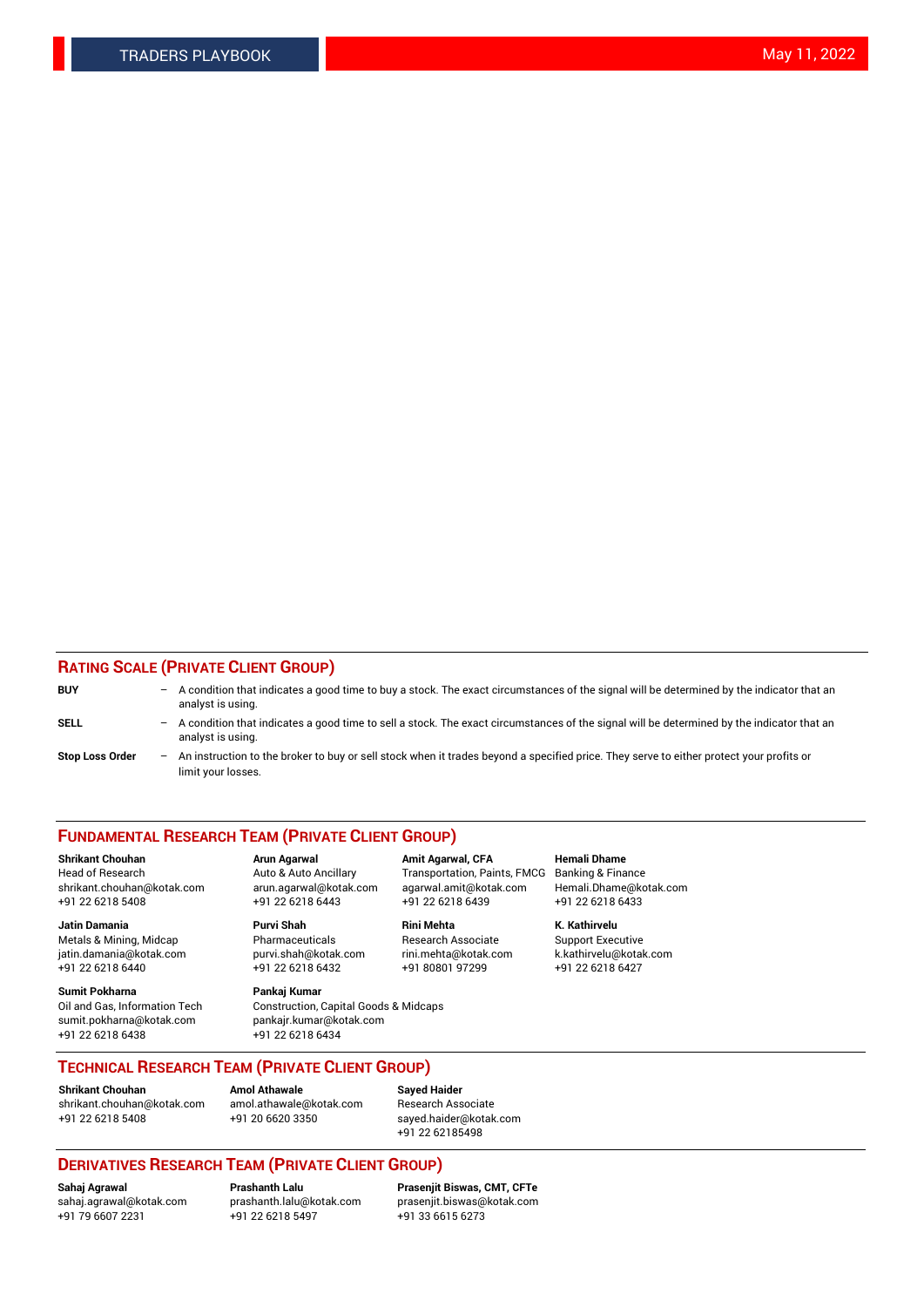## RATING SCALE (PRIVATE CLIENT GROUP)

**BUY** – A condition that indicates a good time to buy a stock. The exact circumstances of the signal will be determined by the indicator that an analyst is using.

**SELL** – A condition that indicates a good time to sell a stock. The exact circumstances of the signal will be determined by the indicator that an analyst is using.

**Stop Loss Order** – An instruction to the broker to buy or sell stock when it trades beyond a specified price. They serve to either protect your profits or limit your losses.

## FUNDAMENTAL RESEARCH TEAM (PRIVATE CLIENT GROUP)

**Shrikant Chouhan**
Head of Research
shrikant.chouhan@kotak.com
+91 22 6218 5408

**Arun Agarwal**
Auto & Auto Ancillary
arun.agarwal@kotak.com
+91 22 6218 6443

**Amit Agarwal, CFA**
Transportation, Paints, FMCG
agarwal.amit@kotak.com
+91 22 6218 6439

**Hemali Dhame**
Banking & Finance
Hemali.Dhame@kotak.com
+91 22 6218 6433

**Jatin Damania**
Metals & Mining, Midcap
jatin.damania@kotak.com
+91 22 6218 6440

**Purvi Shah**
Pharmaceuticals
purvi.shah@kotak.com
+91 22 6218 6432

**Rini Mehta**
Research Associate
rini.mehta@kotak.com
+91 80801 97299

**K. Kathirvelu**
Support Executive
k.kathirvelu@kotak.com
+91 22 6218 6427

**Sumit Pokharna**
Oil and Gas, Information Tech
sumit.pokharna@kotak.com
+91 22 6218 6438

**Pankaj Kumar**
Construction, Capital Goods & Midcaps
pankajr.kumar@kotak.com
+91 22 6218 6434

## TECHNICAL RESEARCH TEAM (PRIVATE CLIENT GROUP)

**Shrikant Chouhan**
shrikant.chouhan@kotak.com
+91 22 6218 5408

**Amol Athawale**
amol.athawale@kotak.com
+91 20 6620 3350

**Sayed Haider**
Research Associate
sayed.haider@kotak.com
+91 22 62185498

## DERIVATIVES RESEARCH TEAM (PRIVATE CLIENT GROUP)

**Sahaj Agrawal**
sahaj.agrawal@kotak.com
+91 79 6607 2231

**Prashanth Lalu**
prashanth.lalu@kotak.com
+91 22 6218 5497

**Prasenjit Biswas, CMT, CFTe**
prasenjit.biswas@kotak.com
+91 33 6615 6273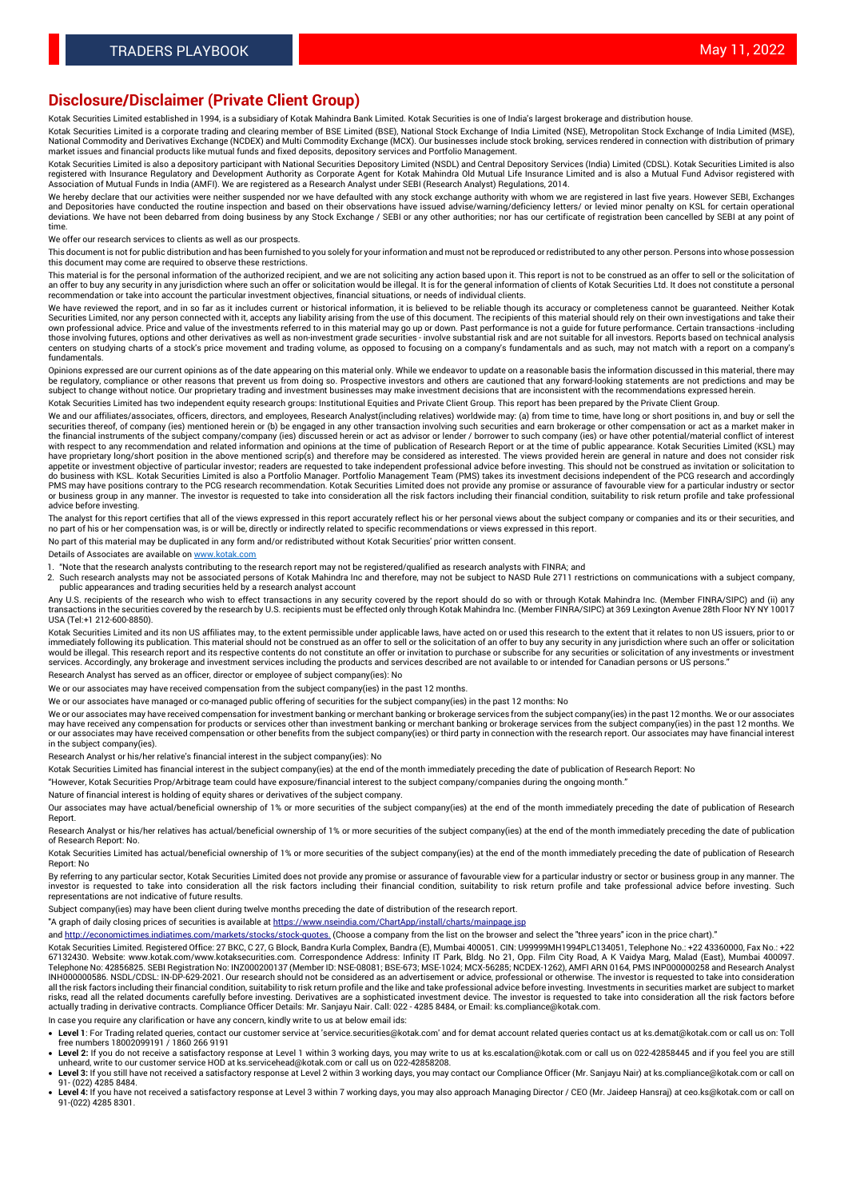## Disclosure/Disclaimer (Private Client Group)

Kotak Securities Limited established in 1994, is a subsidiary of Kotak Mahindra Bank Limited. Kotak Securities is one of India's largest brokerage and distribution house.

Kotak Securities Limited is a corporate trading and clearing member of BSE Limited (BSE), National Stock Exchange of India Limited (NSE), Metropolitan Stock Exchange of India Limited (MSE), National Commodity and Derivatives Exchange (NCDEX) and Multi Commodity Exchange (MCX). Our businesses include stock broking, services rendered in connection with distribution of primary market issues and financial products like mutual funds and fixed deposits, depository services and Portfolio Management.

Kotak Securities Limited is also a depository participant with National Securities Depository Limited (NSDL) and Central Depository Services (India) Limited (CDSL). Kotak Securities Limited is also registered with Insurance Regulatory and Development Authority as Corporate Agent for Kotak Mahindra Old Mutual Life Insurance Limited and is also a Mutual Fund Advisor registered with Association of Mutual Funds in India (AMFI). We are registered as a Research Analyst under SEBI (Research Analyst) Regulations, 2014.

We hereby declare that our activities were neither suspended nor we have defaulted with any stock exchange authority with whom we are registered in last five years. However SEBI, Exchanges and Depositories have conducted the routine inspection and based on their observations have issued advise/warning/deficiency letters/ or levied minor penalty on KSL for certain operational deviations. We have not been debarred from doing business by any Stock Exchange / SEBI or any other authorities; nor has our certificate of registration been cancelled by SEBI at any point of time.

We offer our research services to clients as well as our prospects.

This document is not for public distribution and has been furnished to you solely for your information and must not be reproduced or redistributed to any other person. Persons into whose possession this document may come are required to observe these restrictions.

This material is for the personal information of the authorized recipient, and we are not soliciting any action based upon it. This report is not to be construed as an offer to sell or the solicitation of an offer to buy any security in any jurisdiction where such an offer or solicitation would be illegal. It is for the general information of clients of Kotak Securities Ltd. It does not constitute a personal recommendation or take into account the particular investment objectives, financial situations, or needs of individual clients.

We have reviewed the report, and in so far as it includes current or historical information, it is believed to be reliable though its accuracy or completeness cannot be guaranteed. Neither Kotak Securities Limited, nor any person connected with it, accepts any liability arising from the use of this document. The recipients of this material should rely on their own investigations and take their own professional advice. Price and value of the investments referred to in this material may go up or down. Past performance is not a guide for future performance. Certain transactions -including those involving futures, options and other derivatives as well as non-investment grade securities - involve substantial risk and are not suitable for all investors. Reports based on technical analysis centers on studying charts of a stock's price movement and trading volume, as opposed to focusing on a company's fundamentals and as such, may not match with a report on a company's fundamentals.

Opinions expressed are our current opinions as of the date appearing on this material only. While we endeavor to update on a reasonable basis the information discussed in this material, there may be regulatory, compliance or other reasons that prevent us from doing so. Prospective investors and others are cautioned that any forward-looking statements are not predictions and may be subject to change without notice. Our proprietary trading and investment businesses may make investment decisions that are inconsistent with the recommendations expressed herein.

Kotak Securities Limited has two independent equity research groups: Institutional Equities and Private Client Group. This report has been prepared by the Private Client Group.

We and our affiliates/associates, officers, directors, and employees, Research Analyst(including relatives) worldwide may: (a) from time to time, have long or short positions in, and buy or sell the securities thereof, of company (ies) mentioned herein or (b) be engaged in any other transaction involving such securities and earn brokerage or other compensation or act as a market maker in the financial instruments of the subject company/company (ies) discussed herein or act as advisor or lender / borrower to such company (ies) or have other potential/material conflict of interest with respect to any recommendation and related information and opinions at the time of publication of Research Report or at the time of public appearance. Kotak Securities Limited (KSL) may have proprietary long/short position in the above mentioned scrip(s) and therefore may be considered as interested. The views provided herein are general in nature and does not consider risk appetite or investment objective of particular investor; readers are requested to take independent professional advice before investing. This should not be construed as invitation or solicitation to do business with KSL. Kotak Securities Limited is also a Portfolio Manager. Portfolio Management Team (PMS) takes its investment decisions independent of the PCG research and accordingly PMS may have positions contrary to the PCG research recommendation. Kotak Securities Limited does not provide any promise or assurance of favourable view for a particular industry or sector or business group in any manner. The investor is requested to take into consideration all the risk factors including their financial condition, suitability to risk return profile and take professional advice before investing.

The analyst for this report certifies that all of the views expressed in this report accurately reflect his or her personal views about the subject company or companies and its or their securities, and no part of his or her compensation was, is or will be, directly or indirectly related to specific recommendations or views expressed in this report.

No part of this material may be duplicated in any form and/or redistributed without Kotak Securities' prior written consent.

Details of Associates are available on www.kotak.com

1. "Note that the research analysts contributing to the research report may not be registered/qualified as research analysts with FINRA; and
2. Such research analysts may not be associated persons of Kotak Mahindra Inc and therefore, may not be subject to NASD Rule 2711 restrictions on communications with a subject company, public appearances and trading securities held by a research analyst account

Any U.S. recipients of the research who wish to effect transactions in any security covered by the report should do so with or through Kotak Mahindra Inc. (Member FINRA/SIPC) and (ii) any transactions in the securities covered by the research by U.S. recipients must be effected only through Kotak Mahindra Inc. (Member FINRA/SIPC) at 369 Lexington Avenue 28th Floor NY NY 10017 USA (Tel:+1 212-600-8850).

Kotak Securities Limited and its non US affiliates may, to the extent permissible under applicable laws, have acted on or used this research to the extent that it relates to non US issuers, prior to or immediately following its publication. This material should not be construed as an offer to sell or the solicitation of an offer to buy any security in any jurisdiction where such an offer or solicitation would be illegal. This research report and its respective contents do not constitute an offer or invitation to purchase or subscribe for any securities or solicitation of any investments or investment services. Accordingly, any brokerage and investment services including the products and services described are not available to or intended for Canadian persons or US persons."

Research Analyst has served as an officer, director or employee of subject company(ies): No

We or our associates may have received compensation from the subject company(ies) in the past 12 months.

We or our associates have managed or co-managed public offering of securities for the subject company(ies) in the past 12 months: No

We or our associates may have received compensation for investment banking or merchant banking or brokerage services from the subject company(ies) in the past 12 months. We or our associates may have received any compensation for products or services other than investment banking or merchant banking or brokerage services from the subject company(ies) in the past 12 months. We or our associates may have received compensation or other benefits from the subject company(ies) or third party in connection with the research report. Our associates may have financial interest in the subject company(ies).

Research Analyst or his/her relative's financial interest in the subject company(ies): No

Kotak Securities Limited has financial interest in the subject company(ies) at the end of the month immediately preceding the date of publication of Research Report: No

"However, Kotak Securities Prop/Arbitrage team could have exposure/financial interest to the subject company/companies during the ongoing month."

Nature of financial interest is holding of equity shares or derivatives of the subject company.

Our associates may have actual/beneficial ownership of 1% or more securities of the subject company(ies) at the end of the month immediately preceding the date of publication of Research Report.

Research Analyst or his/her relatives has actual/beneficial ownership of 1% or more securities of the subject company(ies) at the end of the month immediately preceding the date of publication of Research Report: No.

Kotak Securities Limited has actual/beneficial ownership of 1% or more securities of the subject company(ies) at the end of the month immediately preceding the date of publication of Research Report: No

By referring to any particular sector, Kotak Securities Limited does not provide any promise or assurance of favourable view for a particular industry or sector or business group in any manner. The investor is requested to take into consideration all the risk factors including their financial condition, suitability to risk return profile and take professional advice before investing. Such representations are not indicative of future results.

Subject company(ies) may have been client during twelve months preceding the date of distribution of the research report.

"A graph of daily closing prices of securities is available at https://www.nseindia.com/ChartApp/install/charts/mainpage.jsp

and http://economictimes.indiatimes.com/markets/stocks/stock-quotes. (Choose a company from the list on the browser and select the "three years" icon in the price chart)."

Kotak Securities Limited. Registered Office: 27 BKC, C 27, G Block, Bandra Kurla Complex, Bandra (E), Mumbai 400051. CIN: U99999MH1994PLC134051, Telephone No.: +22 43360000, Fax No.: +22 67132430. Website: www.kotak.com/www.kotaksecurities.com. Correspondence Address: Infinity IT Park, Bldg. No 21, Opp. Film City Road, A K Vaidya Marg, Malad (East), Mumbai 400097. Telephone No: 42856825. SEBI Registration No: INZ000200137 (Member ID: NSE-08081; BSE-673; MSE-1024; MCX-56285; NCDEX-1262), AMFI ARN 0164, PMS INP000000258 and Research Analyst INH000000586. NSDL/CDSL: IN-DP-629-2021. Our research should not be considered as an advertisement or advice, professional or otherwise. The investor is requested to take into consideration all the risk factors including their financial condition, suitability to risk return profile and the like and take professional advice before investing. Investments in securities market are subject to market risks, read all the related documents carefully before investing. Derivatives are a sophisticated investment device. The investor is requested to take into consideration all the risk factors before actually trading in derivative contracts. Compliance Officer Details: Mr. Sanjayu Nair. Call: 022 - 4285 8484, or Email: ks.compliance@kotak.com.

In case you require any clarification or have any concern, kindly write to us at below email ids:

- **Level 1**: For Trading related queries, contact our customer service at 'service.securities@kotak.com' and for demat account related queries contact us at ks.demat@kotak.com or call us on: Toll free numbers 18002099191 / 1860 266 9191
- **Level 2:** If you do not receive a satisfactory response at Level 1 within 3 working days, you may write to us at ks.escalation@kotak.com or call us on 022-42858445 and if you feel you are still unheard, write to our customer service HOD at ks.servicehead@kotak.com or call us on 022-42858208.
- **Level 3:** If you still have not received a satisfactory response at Level 2 within 3 working days, you may contact our Compliance Officer (Mr. Sanjayu Nair) at ks.compliance@kotak.com or call on 91- (022) 4285 8484.
- **Level 4:** If you have not received a satisfactory response at Level 3 within 7 working days, you may also approach Managing Director / CEO (Mr. Jaideep Hansraj) at ceo.ks@kotak.com or call on 91-(022) 4285 8301.